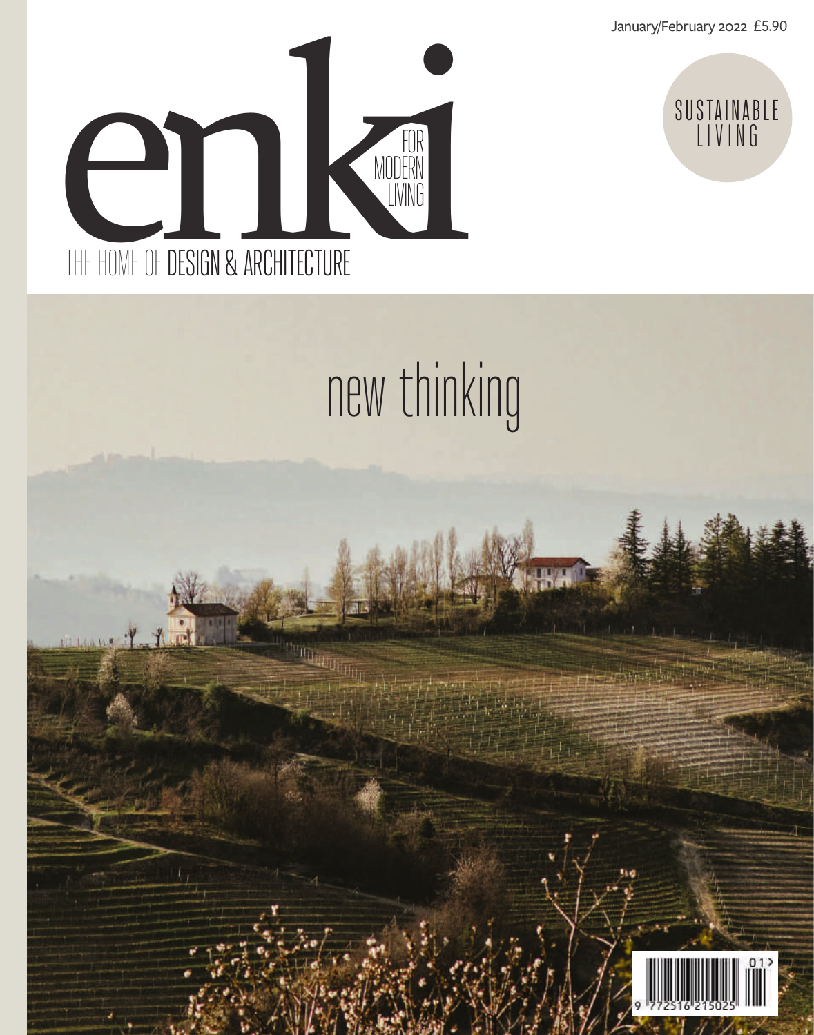January/February 2022 £5.90

# enki

FOR MODERN LIVING

THE HOME OF DESIGN & ARCHITECTURE

SUSTAINABLE LIVING

## new thinking

9 772516 215025 01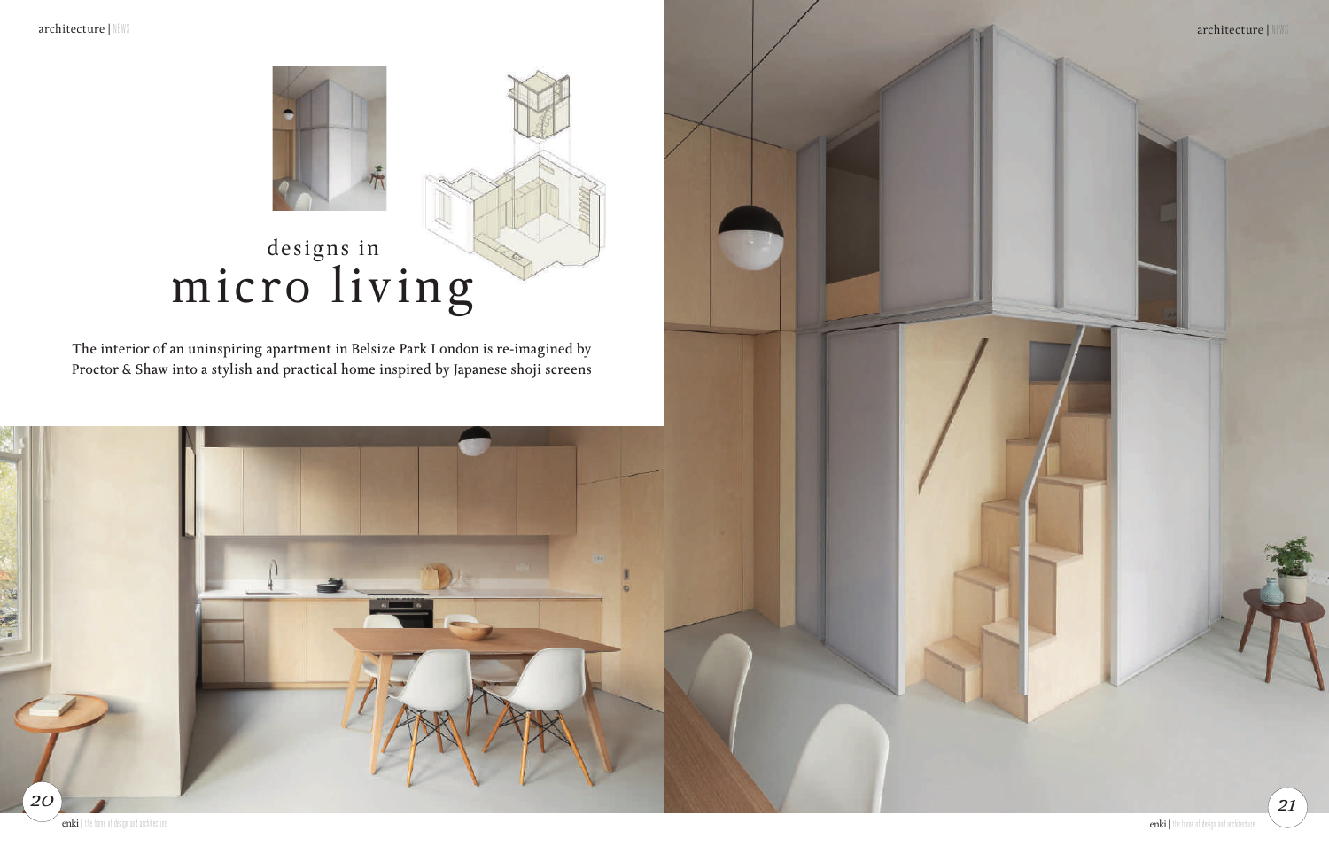# designs in micro living

The interior of an uninspiring apartment in Belsize Park London is re-imagined by Proctor & Shaw into a stylish and practical home inspired by Japanese shoji screens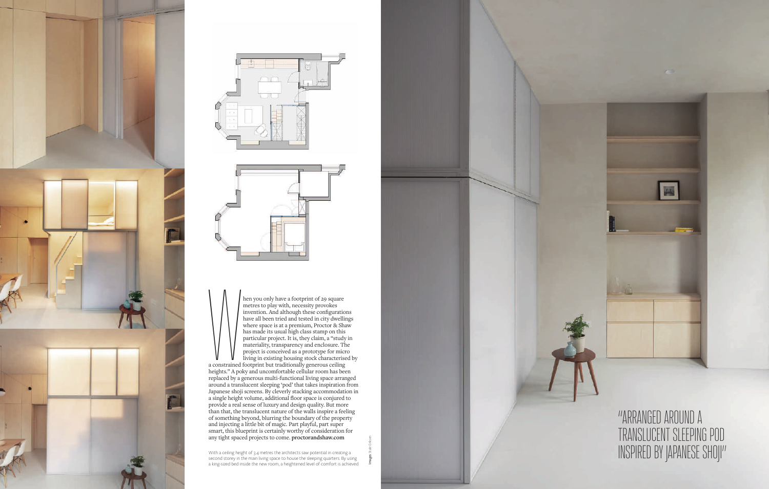When you only have a footprint of 29 square metres to play with, necessity provokes invention. And although these configurations have all been tried and tested in city dwellings where space is at a premium, Proctor & Shaw has made its usual high class stamp on this particular project. It is, they claim, a "study in materiality, transparency and enclosure. The project is conceived as a prototype for micro living in existing housing stock characterised by a constrained footprint but traditionally generous ceiling heights." A poky and uncomfortable cellular room has been replaced by a generous multi-functional living space arranged around a translucent sleeping 'pod' that takes inspiration from Japanese shoji screens. By cleverly stacking accommodation in a single height volume, additional floor space is conjured to provide a real sense of luxury and design quality. But more than that, the translucent nature of the walls inspire a feeling of something beyond, blurring the boundary of the property and injecting a little bit of magic. Part playful, part super smart, this blueprint is certainly worthy of consideration for any tight spaced projects to come. **proctorandshaw.com**

With a ceiling height of 3.4 metres the architects saw potential in creating a second storey in the main living space to house the sleeping quarters. By using a king-sized bed inside the new room, a heightened level of comfort is achieved

**Images:** Stale Eriksen

"ARRANGED AROUND A TRANSLUCENT SLEEPING POD INSPIRED BY JAPANESE SHOJI"